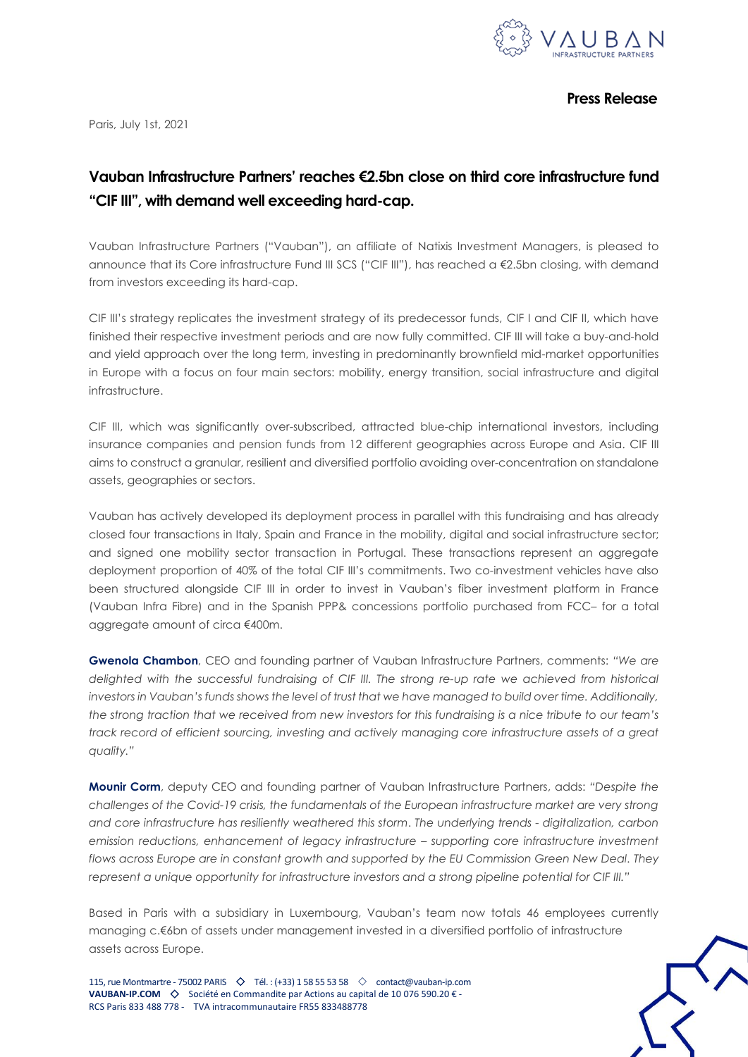**Press Release**

Paris, July 1st, 2021

# Vauban Infrastructure Partners' reaches €2.5bn close on third core infrastructure fund "CIF III", with demand well exceeding hard-cap.

Vauban Infrastructure Partners ("Vauban"), an affiliate of Natixis Investment Managers, is pleased to announce that its Core infrastructure Fund III SCS ("CIF III"), has reached a €2.5bn closing, with demand from investors exceeding its hard-cap.

CIF III's strategy replicates the investment strategy of its predecessor funds, CIF I and CIF II, which have finished their respective investment periods and are now fully committed. CIF III will take a buy-and-hold and yield approach over the long term, investing in predominantly brownfield mid-market opportunities in Europe with a focus on four main sectors: mobility, energy transition, social infrastructure and digital infrastructure.

CIF III, which was significantly over-subscribed, attracted blue-chip international investors, including insurance companies and pension funds from 12 different geographies across Europe and Asia. CIF III aims to construct a granular, resilient and diversified portfolio avoiding over-concentration on standalone assets, geographies or sectors.

Vauban has actively developed its deployment process in parallel with this fundraising and has already closed four transactions in Italy, Spain and France in the mobility, digital and social infrastructure sector; and signed one mobility sector transaction in Portugal. These transactions represent an aggregate deployment proportion of 40% of the total CIF III's commitments. Two co-investment vehicles have also been structured alongside CIF III in order to invest in Vauban's fiber investment platform in France (Vauban Infra Fibre) and in the Spanish PPP& concessions portfolio purchased from FCC– for a total aggregate amount of circa €400m.

**Gwenola Chambon**, CEO and founding partner of Vauban Infrastructure Partners, comments: *"We are delighted with the successful fundraising of CIF III. The strong re-up rate we achieved from historical investors in Vauban's funds shows the level of trust that we have managed to build over time. Additionally, the strong traction that we received from new investors for this fundraising is a nice tribute to our team's track record of efficient sourcing, investing and actively managing core infrastructure assets of a great quality."*

**Mounir Corm**, deputy CEO and founding partner of Vauban Infrastructure Partners, adds: *"Despite the challenges of the Covid-19 crisis, the fundamentals of the European infrastructure market are very strong and core infrastructure has resiliently weathered this storm. The underlying trends - digitalization, carbon emission reductions, enhancement of legacy infrastructure – supporting core infrastructure investment flows across Europe are in constant growth and supported by the EU Commission Green New Deal. They represent a unique opportunity for infrastructure investors and a strong pipeline potential for CIF III."*

Based in Paris with a subsidiary in Luxembourg, Vauban's team now totals 46 employees currently managing c.€6bn of assets under management invested in a diversified portfolio of infrastructure assets across Europe.

115, rue Montmartre - 75002 PARIS ◇ Tél. : (+33) 1 58 55 53 58 ◇ contact@vauban-ip.com
**VAUBAN-IP.COM** ◇ Société en Commandite par Actions au capital de 10 076 590.20 € -
RCS Paris 833 488 778 - TVA intracommunautaire FR55 833488778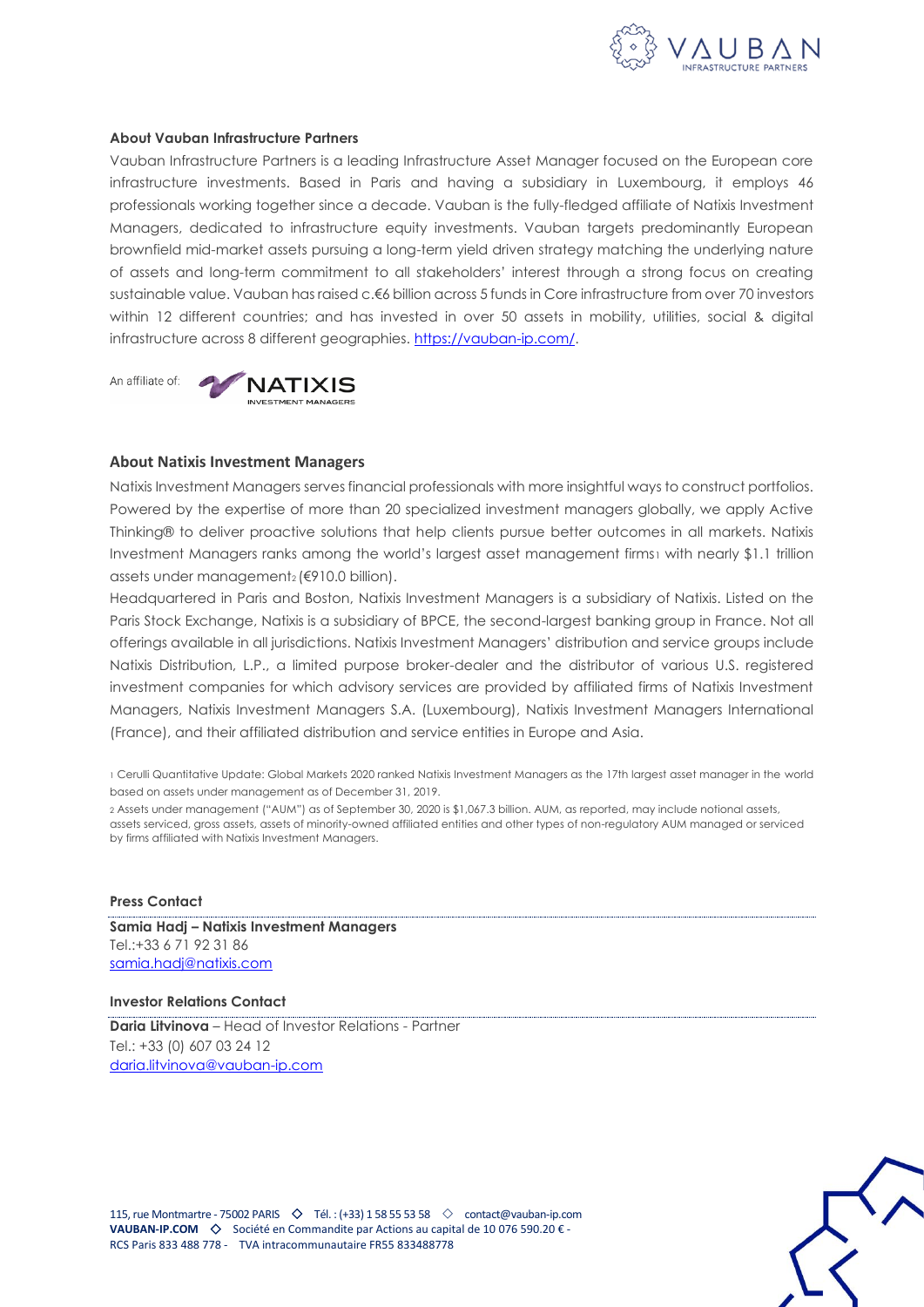### About Vauban Infrastructure Partners

Vauban Infrastructure Partners is a leading Infrastructure Asset Manager focused on the European core infrastructure investments. Based in Paris and having a subsidiary in Luxembourg, it employs 46 professionals working together since a decade. Vauban is the fully-fledged affiliate of Natixis Investment Managers, dedicated to infrastructure equity investments. Vauban targets predominantly European brownfield mid-market assets pursuing a long-term yield driven strategy matching the underlying nature of assets and long-term commitment to all stakeholders' interest through a strong focus on creating sustainable value. Vauban has raised c.€6 billion across 5 funds in Core infrastructure from over 70 investors within 12 different countries; and has invested in over 50 assets in mobility, utilities, social & digital infrastructure across 8 different geographies. https://vauban-ip.com/.

An affiliate of: NATIXIS INVESTMENT MANAGERS

### About Natixis Investment Managers

Natixis Investment Managers serves financial professionals with more insightful ways to construct portfolios. Powered by the expertise of more than 20 specialized investment managers globally, we apply Active Thinking® to deliver proactive solutions that help clients pursue better outcomes in all markets. Natixis Investment Managers ranks among the world's largest asset management firms[1] with nearly $1.1 trillion assets under management[2] (€910.0 billion).

Headquartered in Paris and Boston, Natixis Investment Managers is a subsidiary of Natixis. Listed on the Paris Stock Exchange, Natixis is a subsidiary of BPCE, the second-largest banking group in France. Not all offerings available in all jurisdictions. Natixis Investment Managers' distribution and service groups include Natixis Distribution, L.P., a limited purpose broker-dealer and the distributor of various U.S. registered investment companies for which advisory services are provided by affiliated firms of Natixis Investment Managers, Natixis Investment Managers S.A. (Luxembourg), Natixis Investment Managers International (France), and their affiliated distribution and service entities in Europe and Asia.

[1] Cerulli Quantitative Update: Global Markets 2020 ranked Natixis Investment Managers as the 17th largest asset manager in the world based on assets under management as of December 31, 2019.

[2] Assets under management ("AUM") as of September 30, 2020 is $1,067.3 billion. AUM, as reported, may include notional assets, assets serviced, gross assets, assets of minority-owned affiliated entities and other types of non-regulatory AUM managed or serviced by firms affiliated with Natixis Investment Managers.

### Press Contact

**Samia Hadj – Natixis Investment Managers**
Tel.:+33 6 71 92 31 86
samia.hadj@natixis.com

### Investor Relations Contact

**Daria Litvinova** – Head of Investor Relations - Partner
Tel.: +33 (0) 607 03 24 12
daria.litvinova@vauban-ip.com

115, rue Montmartre - 75002 PARIS ◇ Tél. : (+33) 1 58 55 53 58 ◇ contact@vauban-ip.com
**VAUBAN-IP.COM** ◇ Société en Commandite par Actions au capital de 10 076 590.20 € -
RCS Paris 833 488 778 - TVA intracommunautaire FR55 833488778